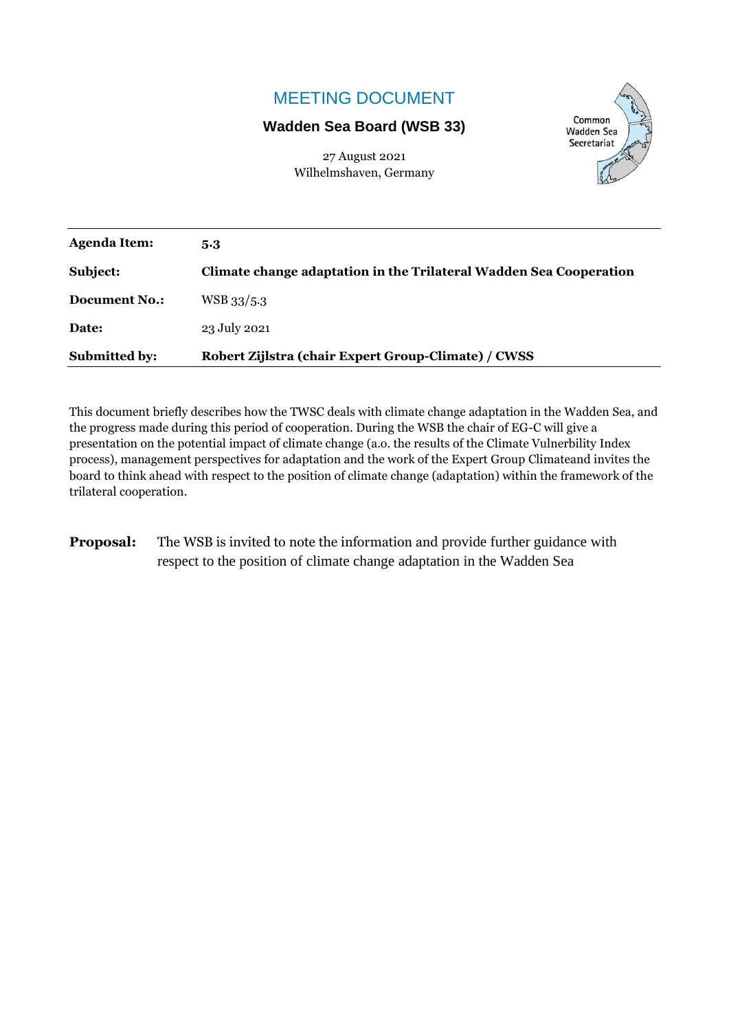# MEETING DOCUMENT

## Wadden Sea Board (WSB 33)

27 August 2021
Wilhelmshaven, Germany

Common Wadden Sea Secretariat

| | |
|---|---|
| **Agenda Item:** | **5.3** |
| **Subject:** | **Climate change adaptation in the Trilateral Wadden Sea Cooperation** |
| **Document No.:** | WSB 33/5.3 |
| **Date:** | 23 July 2021 |
| **Submitted by:** | **Robert Zijlstra (chair Expert Group-Climate) / CWSS** |

This document briefly describes how the TWSC deals with climate change adaptation in the Wadden Sea, and the progress made during this period of cooperation. During the WSB the chair of EG-C will give a presentation on the potential impact of climate change (a.o. the results of the Climate Vulnerbility Index process), management perspectives for adaptation and the work of the Expert Group Climateand invites the board to think ahead with respect to the position of climate change (adaptation) within the framework of the trilateral cooperation.

**Proposal:** The WSB is invited to note the information and provide further guidance with respect to the position of climate change adaptation in the Wadden Sea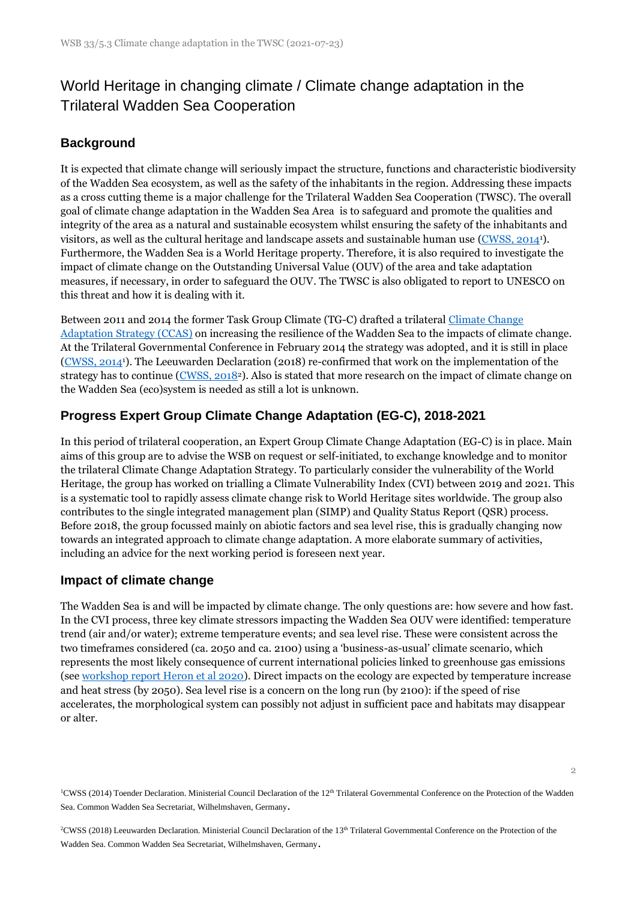# World Heritage in changing climate / Climate change adaptation in the Trilateral Wadden Sea Cooperation

## Background

It is expected that climate change will seriously impact the structure, functions and characteristic biodiversity of the Wadden Sea ecosystem, as well as the safety of the inhabitants in the region. Addressing these impacts as a cross cutting theme is a major challenge for the Trilateral Wadden Sea Cooperation (TWSC). The overall goal of climate change adaptation in the Wadden Sea Area is to safeguard and promote the qualities and integrity of the area as a natural and sustainable ecosystem whilst ensuring the safety of the inhabitants and visitors, as well as the cultural heritage and landscape assets and sustainable human use (CWSS, 2014[1]). Furthermore, the Wadden Sea is a World Heritage property. Therefore, it is also required to investigate the impact of climate change on the Outstanding Universal Value (OUV) of the area and take adaptation measures, if necessary, in order to safeguard the OUV. The TWSC is also obligated to report to UNESCO on this threat and how it is dealing with it.

Between 2011 and 2014 the former Task Group Climate (TG-C) drafted a trilateral Climate Change Adaptation Strategy (CCAS) on increasing the resilience of the Wadden Sea to the impacts of climate change. At the Trilateral Governmental Conference in February 2014 the strategy was adopted, and it is still in place (CWSS, 2014[1]). The Leeuwarden Declaration (2018) re-confirmed that work on the implementation of the strategy has to continue (CWSS, 2018[2]). Also is stated that more research on the impact of climate change on the Wadden Sea (eco)system is needed as still a lot is unknown.

## Progress Expert Group Climate Change Adaptation (EG-C), 2018-2021

In this period of trilateral cooperation, an Expert Group Climate Change Adaptation (EG-C) is in place. Main aims of this group are to advise the WSB on request or self-initiated, to exchange knowledge and to monitor the trilateral Climate Change Adaptation Strategy. To particularly consider the vulnerability of the World Heritage, the group has worked on trialling a Climate Vulnerability Index (CVI) between 2019 and 2021. This is a systematic tool to rapidly assess climate change risk to World Heritage sites worldwide. The group also contributes to the single integrated management plan (SIMP) and Quality Status Report (QSR) process. Before 2018, the group focussed mainly on abiotic factors and sea level rise, this is gradually changing now towards an integrated approach to climate change adaptation. A more elaborate summary of activities, including an advice for the next working period is foreseen next year.

## Impact of climate change

The Wadden Sea is and will be impacted by climate change. The only questions are: how severe and how fast. In the CVI process, three key climate stressors impacting the Wadden Sea OUV were identified: temperature trend (air and/or water); extreme temperature events; and sea level rise. These were consistent across the two timeframes considered (ca. 2050 and ca. 2100) using a 'business-as-usual' climate scenario, which represents the most likely consequence of current international policies linked to greenhouse gas emissions (see workshop report Heron et al 2020). Direct impacts on the ecology are expected by temperature increase and heat stress (by 2050). Sea level rise is a concern on the long run (by 2100): if the speed of rise accelerates, the morphological system can possibly not adjust in sufficient pace and habitats may disappear or alter.

[1]CWSS (2014) Toender Declaration. Ministerial Council Declaration of the 12th Trilateral Governmental Conference on the Protection of the Wadden Sea. Common Wadden Sea Secretariat, Wilhelmshaven, Germany.

[2]CWSS (2018) Leeuwarden Declaration. Ministerial Council Declaration of the 13th Trilateral Governmental Conference on the Protection of the Wadden Sea. Common Wadden Sea Secretariat, Wilhelmshaven, Germany.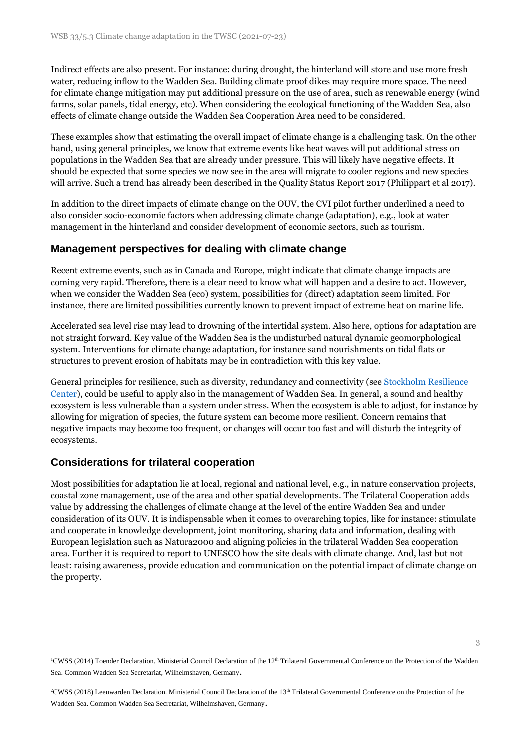Indirect effects are also present. For instance: during drought, the hinterland will store and use more fresh water, reducing inflow to the Wadden Sea. Building climate proof dikes may require more space. The need for climate change mitigation may put additional pressure on the use of area, such as renewable energy (wind farms, solar panels, tidal energy, etc). When considering the ecological functioning of the Wadden Sea, also effects of climate change outside the Wadden Sea Cooperation Area need to be considered.

These examples show that estimating the overall impact of climate change is a challenging task. On the other hand, using general principles, we know that extreme events like heat waves will put additional stress on populations in the Wadden Sea that are already under pressure. This will likely have negative effects. It should be expected that some species we now see in the area will migrate to cooler regions and new species will arrive. Such a trend has already been described in the Quality Status Report 2017 (Philippart et al 2017).

In addition to the direct impacts of climate change on the OUV, the CVI pilot further underlined a need to also consider socio-economic factors when addressing climate change (adaptation), e.g., look at water management in the hinterland and consider development of economic sectors, such as tourism.

## Management perspectives for dealing with climate change

Recent extreme events, such as in Canada and Europe, might indicate that climate change impacts are coming very rapid. Therefore, there is a clear need to know what will happen and a desire to act. However, when we consider the Wadden Sea (eco) system, possibilities for (direct) adaptation seem limited. For instance, there are limited possibilities currently known to prevent impact of extreme heat on marine life.

Accelerated sea level rise may lead to drowning of the intertidal system. Also here, options for adaptation are not straight forward. Key value of the Wadden Sea is the undisturbed natural dynamic geomorphological system. Interventions for climate change adaptation, for instance sand nourishments on tidal flats or structures to prevent erosion of habitats may be in contradiction with this key value.

General principles for resilience, such as diversity, redundancy and connectivity (see Stockholm Resilience Center), could be useful to apply also in the management of Wadden Sea. In general, a sound and healthy ecosystem is less vulnerable than a system under stress. When the ecosystem is able to adjust, for instance by allowing for migration of species, the future system can become more resilient. Concern remains that negative impacts may become too frequent, or changes will occur too fast and will disturb the integrity of ecosystems.

## Considerations for trilateral cooperation

Most possibilities for adaptation lie at local, regional and national level, e.g., in nature conservation projects, coastal zone management, use of the area and other spatial developments. The Trilateral Cooperation adds value by addressing the challenges of climate change at the level of the entire Wadden Sea and under consideration of its OUV. It is indispensable when it comes to overarching topics, like for instance: stimulate and cooperate in knowledge development, joint monitoring, sharing data and information, dealing with European legislation such as Natura2000 and aligning policies in the trilateral Wadden Sea cooperation area. Further it is required to report to UNESCO how the site deals with climate change. And, last but not least: raising awareness, provide education and communication on the potential impact of climate change on the property.

[1]CWSS (2014) Toender Declaration. Ministerial Council Declaration of the 12th Trilateral Governmental Conference on the Protection of the Wadden Sea. Common Wadden Sea Secretariat, Wilhelmshaven, Germany.

[2]CWSS (2018) Leeuwarden Declaration. Ministerial Council Declaration of the 13th Trilateral Governmental Conference on the Protection of the Wadden Sea. Common Wadden Sea Secretariat, Wilhelmshaven, Germany.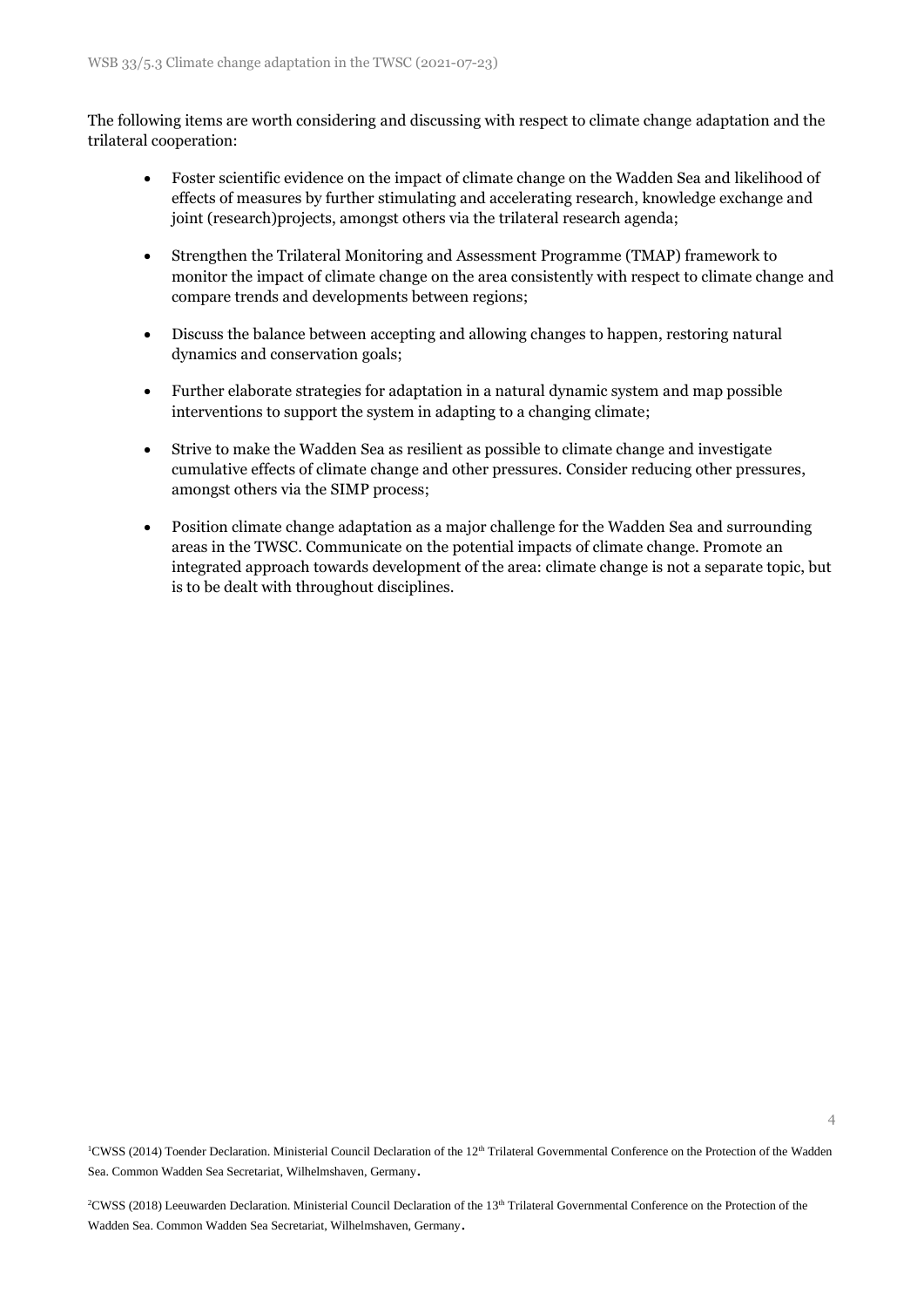The following items are worth considering and discussing with respect to climate change adaptation and the trilateral cooperation:

- Foster scientific evidence on the impact of climate change on the Wadden Sea and likelihood of effects of measures by further stimulating and accelerating research, knowledge exchange and joint (research)projects, amongst others via the trilateral research agenda;
- Strengthen the Trilateral Monitoring and Assessment Programme (TMAP) framework to monitor the impact of climate change on the area consistently with respect to climate change and compare trends and developments between regions;
- Discuss the balance between accepting and allowing changes to happen, restoring natural dynamics and conservation goals;
- Further elaborate strategies for adaptation in a natural dynamic system and map possible interventions to support the system in adapting to a changing climate;
- Strive to make the Wadden Sea as resilient as possible to climate change and investigate cumulative effects of climate change and other pressures. Consider reducing other pressures, amongst others via the SIMP process;
- Position climate change adaptation as a major challenge for the Wadden Sea and surrounding areas in the TWSC. Communicate on the potential impacts of climate change. Promote an integrated approach towards development of the area: climate change is not a separate topic, but is to be dealt with throughout disciplines.

[1]CWSS (2014) Toender Declaration. Ministerial Council Declaration of the 12th Trilateral Governmental Conference on the Protection of the Wadden Sea. Common Wadden Sea Secretariat, Wilhelmshaven, Germany.

[2]CWSS (2018) Leeuwarden Declaration. Ministerial Council Declaration of the 13th Trilateral Governmental Conference on the Protection of the Wadden Sea. Common Wadden Sea Secretariat, Wilhelmshaven, Germany.